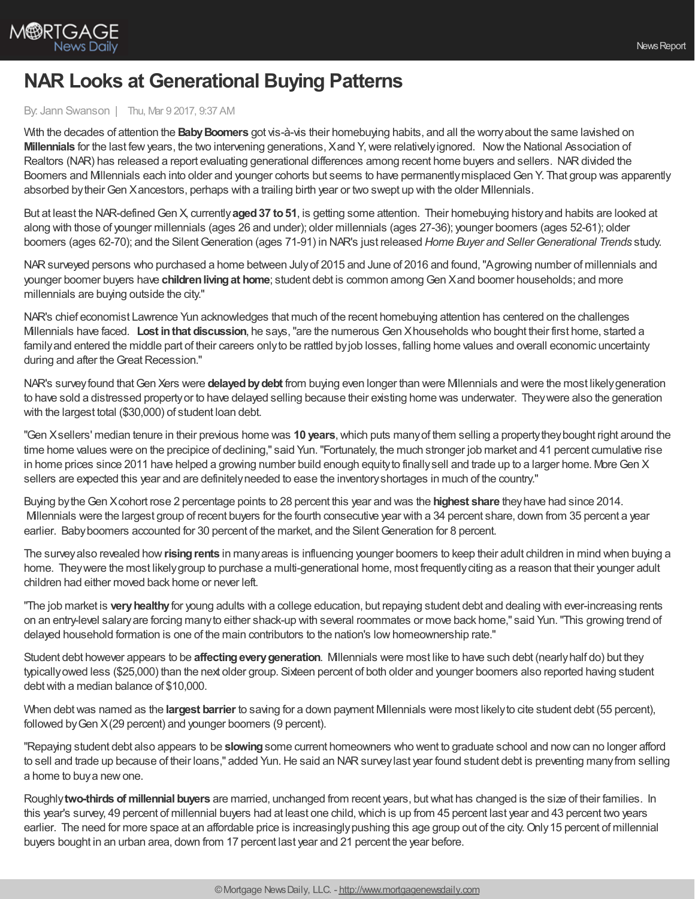# NAR Looks at Generational Buying Patterns

By: Jann Swanson | Thu, Mar 9 2017, 9:37 AM

With the decades of attention the **Baby Boomers** got vis-à-vis their homebuying habits, and all the worry about the same lavished on **Millennials** for the last few years, the two intervening generations, X and Y, were relatively ignored. Now the National Association of Realtors (NAR) has released a report evaluating generational differences among recent home buyers and sellers. NAR divided the Boomers and Millennials each into older and younger cohorts but seems to have permanently misplaced Gen Y. That group was apparently absorbed by their Gen X ancestors, perhaps with a trailing birth year or two swept up with the older Millennials.

But at least the NAR-defined Gen X, currently **aged 37 to 51**, is getting some attention. Their homebuying history and habits are looked at along with those of younger millennials (ages 26 and under); older millennials (ages 27-36); younger boomers (ages 52-61); older boomers (ages 62-70); and the Silent Generation (ages 71-91) in NAR's just released *Home Buyer and Seller Generational Trends* study.

NAR surveyed persons who purchased a home between July of 2015 and June of 2016 and found, "A growing number of millennials and younger boomer buyers have **children living at home**; student debt is common among Gen X and boomer households; and more millennials are buying outside the city."

NAR's chief economist Lawrence Yun acknowledges that much of the recent homebuying attention has centered on the challenges Millennials have faced. **Lost in that discussion**, he says, "are the numerous Gen X households who bought their first home, started a family and entered the middle part of their careers only to be rattled by job losses, falling home values and overall economic uncertainty during and after the Great Recession."

NAR's survey found that Gen Xers were **delayed by debt** from buying even longer than were Millennials and were the most likely generation to have sold a distressed property or to have delayed selling because their existing home was underwater. They were also the generation with the largest total ($30,000) of student loan debt.

"Gen X sellers' median tenure in their previous home was **10 years**, which puts many of them selling a property they bought right around the time home values were on the precipice of declining," said Yun. "Fortunately, the much stronger job market and 41 percent cumulative rise in home prices since 2011 have helped a growing number build enough equity to finally sell and trade up to a larger home. More Gen X sellers are expected this year and are definitely needed to ease the inventory shortages in much of the country."

Buying by the Gen X cohort rose 2 percentage points to 28 percent this year and was the **highest share** they have had since 2014. Millennials were the largest group of recent buyers for the fourth consecutive year with a 34 percent share, down from 35 percent a year earlier. Baby boomers accounted for 30 percent of the market, and the Silent Generation for 8 percent.

The survey also revealed how **rising rents** in many areas is influencing younger boomers to keep their adult children in mind when buying a home. They were the most likely group to purchase a multi-generational home, most frequently citing as a reason that their younger adult children had either moved back home or never left.

"The job market is **very healthy** for young adults with a college education, but repaying student debt and dealing with ever-increasing rents on an entry-level salary are forcing many to either shack-up with several roommates or move back home," said Yun. "This growing trend of delayed household formation is one of the main contributors to the nation's low homeownership rate."

Student debt however appears to be **affecting every generation**. Millennials were most like to have such debt (nearly half do) but they typically owed less ($25,000) than the next older group. Sixteen percent of both older and younger boomers also reported having student debt with a median balance of $10,000.

When debt was named as the **largest barrier** to saving for a down payment Millennials were most likely to cite student debt (55 percent), followed by Gen X (29 percent) and younger boomers (9 percent).

"Repaying student debt also appears to be **slowing** some current homeowners who went to graduate school and now can no longer afford to sell and trade up because of their loans," added Yun. He said an NAR survey last year found student debt is preventing many from selling a home to buy a new one.

Roughly **two-thirds of millennial buyers** are married, unchanged from recent years, but what has changed is the size of their families. In this year's survey, 49 percent of millennial buyers had at least one child, which is up from 45 percent last year and 43 percent two years earlier. The need for more space at an affordable price is increasingly pushing this age group out of the city. Only 15 percent of millennial buyers bought in an urban area, down from 17 percent last year and 21 percent the year before.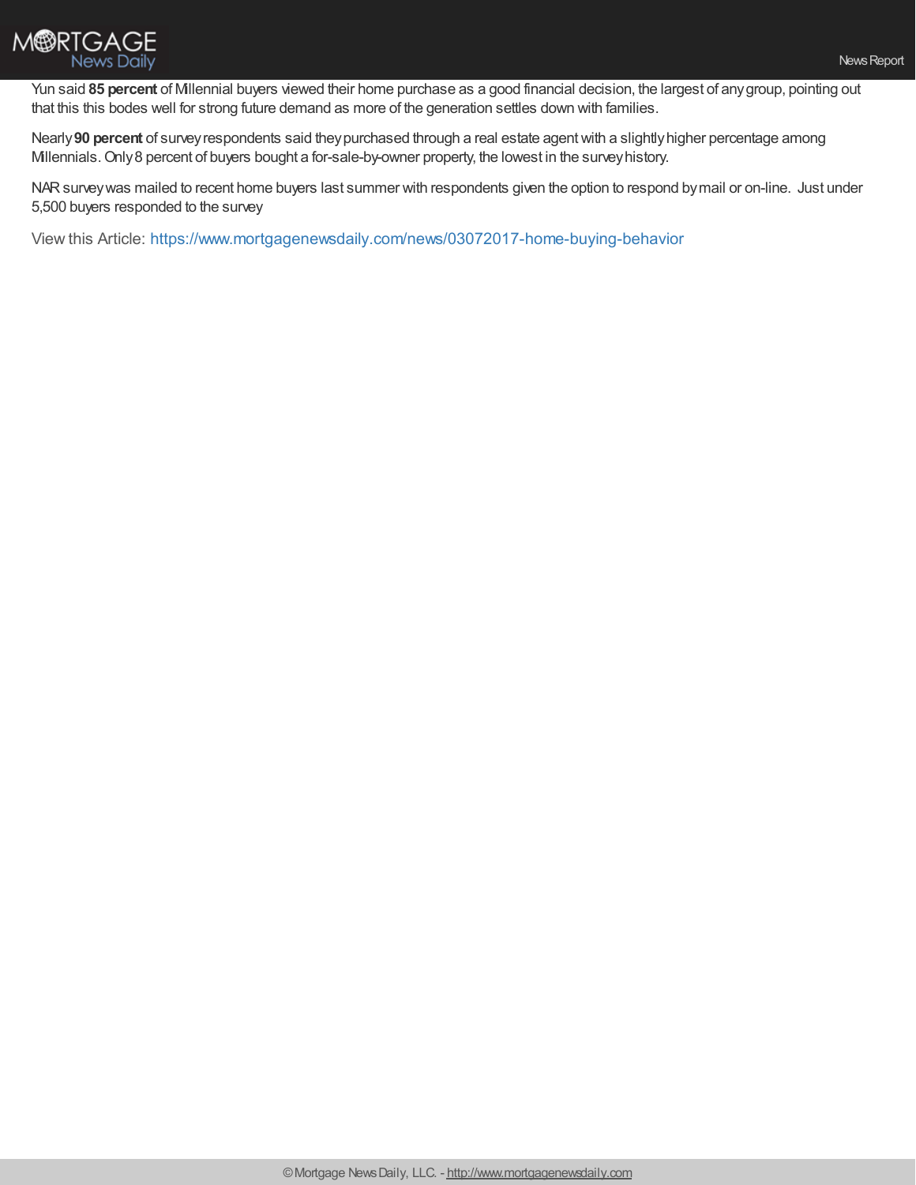Yun said **85 percent** of Millennial buyers viewed their home purchase as a good financial decision, the largest of any group, pointing out that this this bodes well for strong future demand as more of the generation settles down with families.

Nearly **90 percent** of survey respondents said they purchased through a real estate agent with a slightly higher percentage among Millennials. Only 8 percent of buyers bought a for-sale-by-owner property, the lowest in the survey history.

NAR survey was mailed to recent home buyers last summer with respondents given the option to respond by mail or on-line. Just under 5,500 buyers responded to the survey

View this Article: https://www.mortgagenewsdaily.com/news/03072017-home-buying-behavior